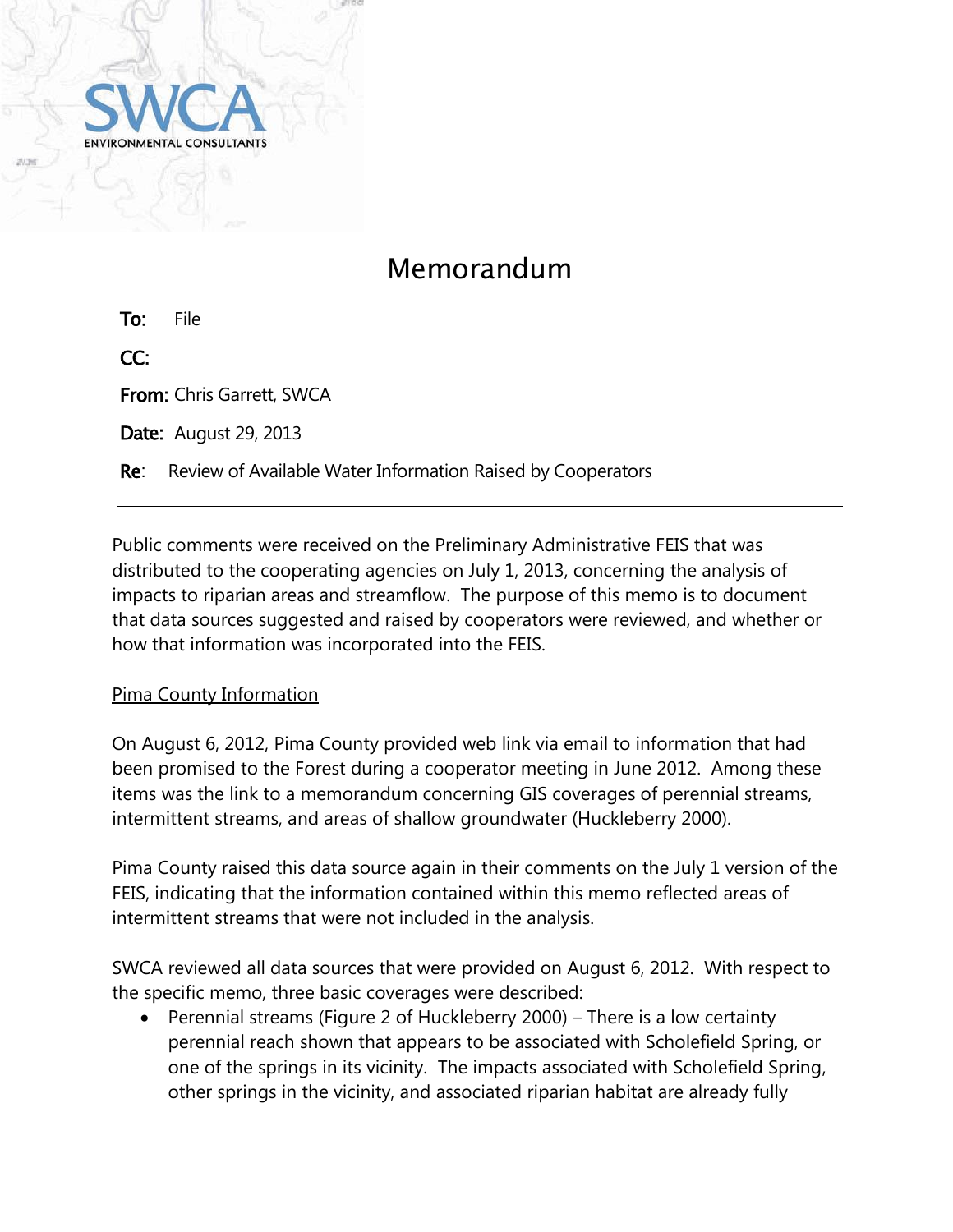SWCA
ENVIRONMENTAL CONSULTANTS

# Memorandum

**To:** File

**CC:**

**From:** Chris Garrett, SWCA

**Date:** August 29, 2013

**Re**: Review of Available Water Information Raised by Cooperators

---

Public comments were received on the Preliminary Administrative FEIS that was distributed to the cooperating agencies on July 1, 2013, concerning the analysis of impacts to riparian areas and streamflow. The purpose of this memo is to document that data sources suggested and raised by cooperators were reviewed, and whether or how that information was incorporated into the FEIS.

<u>Pima County Information</u>

On August 6, 2012, Pima County provided web link via email to information that had been promised to the Forest during a cooperator meeting in June 2012. Among these items was the link to a memorandum concerning GIS coverages of perennial streams, intermittent streams, and areas of shallow groundwater (Huckleberry 2000).

Pima County raised this data source again in their comments on the July 1 version of the FEIS, indicating that the information contained within this memo reflected areas of intermittent streams that were not included in the analysis.

SWCA reviewed all data sources that were provided on August 6, 2012. With respect to the specific memo, three basic coverages were described:

- Perennial streams (Figure 2 of Huckleberry 2000) – There is a low certainty perennial reach shown that appears to be associated with Scholefield Spring, or one of the springs in its vicinity. The impacts associated with Scholefield Spring, other springs in the vicinity, and associated riparian habitat are already fully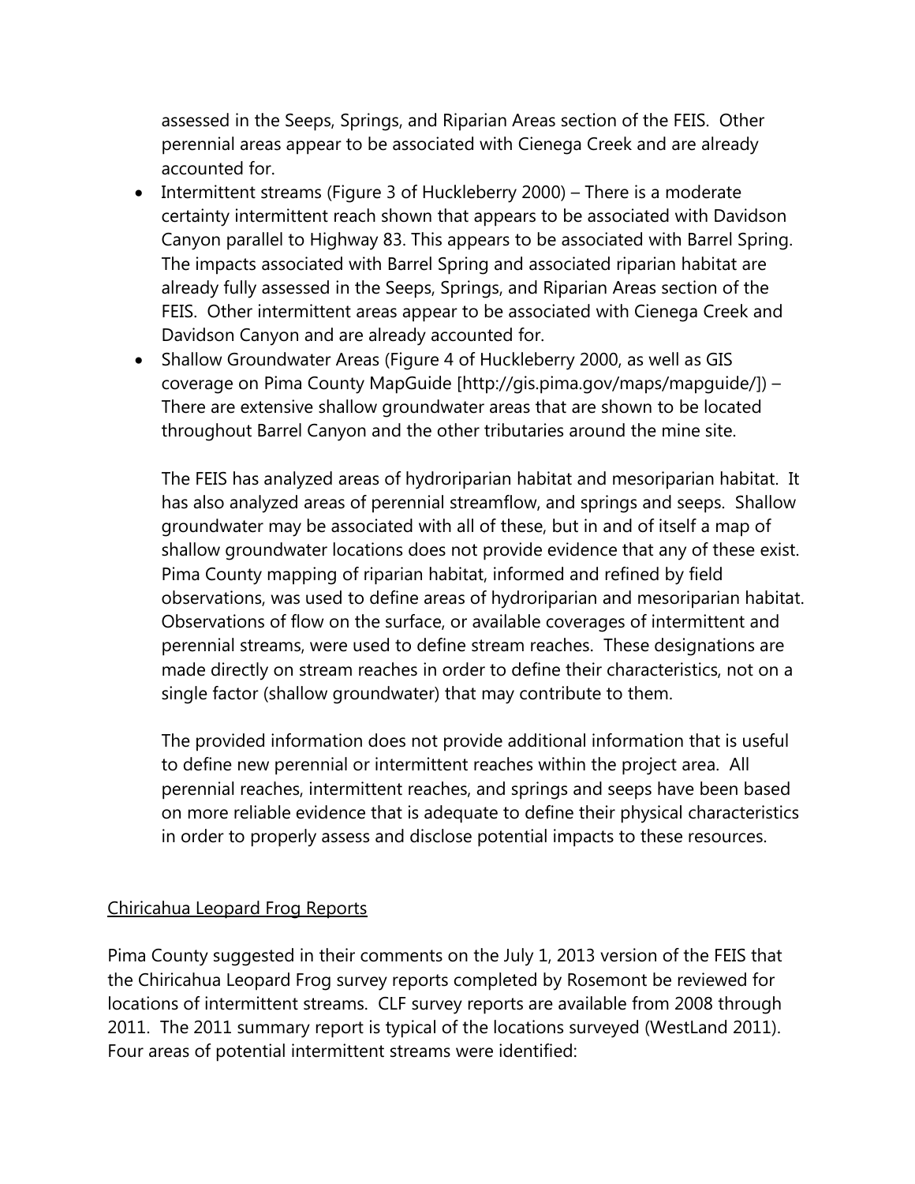assessed in the Seeps, Springs, and Riparian Areas section of the FEIS. Other perennial areas appear to be associated with Cienega Creek and are already accounted for.

- Intermittent streams (Figure 3 of Huckleberry 2000) – There is a moderate certainty intermittent reach shown that appears to be associated with Davidson Canyon parallel to Highway 83. This appears to be associated with Barrel Spring. The impacts associated with Barrel Spring and associated riparian habitat are already fully assessed in the Seeps, Springs, and Riparian Areas section of the FEIS. Other intermittent areas appear to be associated with Cienega Creek and Davidson Canyon and are already accounted for.
- Shallow Groundwater Areas (Figure 4 of Huckleberry 2000, as well as GIS coverage on Pima County MapGuide [http://gis.pima.gov/maps/mapguide/]) – There are extensive shallow groundwater areas that are shown to be located throughout Barrel Canyon and the other tributaries around the mine site.

  The FEIS has analyzed areas of hydroriparian habitat and mesoriparian habitat. It has also analyzed areas of perennial streamflow, and springs and seeps. Shallow groundwater may be associated with all of these, but in and of itself a map of shallow groundwater locations does not provide evidence that any of these exist. Pima County mapping of riparian habitat, informed and refined by field observations, was used to define areas of hydroriparian and mesoriparian habitat. Observations of flow on the surface, or available coverages of intermittent and perennial streams, were used to define stream reaches. These designations are made directly on stream reaches in order to define their characteristics, not on a single factor (shallow groundwater) that may contribute to them.

  The provided information does not provide additional information that is useful to define new perennial or intermittent reaches within the project area. All perennial reaches, intermittent reaches, and springs and seeps have been based on more reliable evidence that is adequate to define their physical characteristics in order to properly assess and disclose potential impacts to these resources.

Chiricahua Leopard Frog Reports

Pima County suggested in their comments on the July 1, 2013 version of the FEIS that the Chiricahua Leopard Frog survey reports completed by Rosemont be reviewed for locations of intermittent streams. CLF survey reports are available from 2008 through 2011. The 2011 summary report is typical of the locations surveyed (WestLand 2011). Four areas of potential intermittent streams were identified: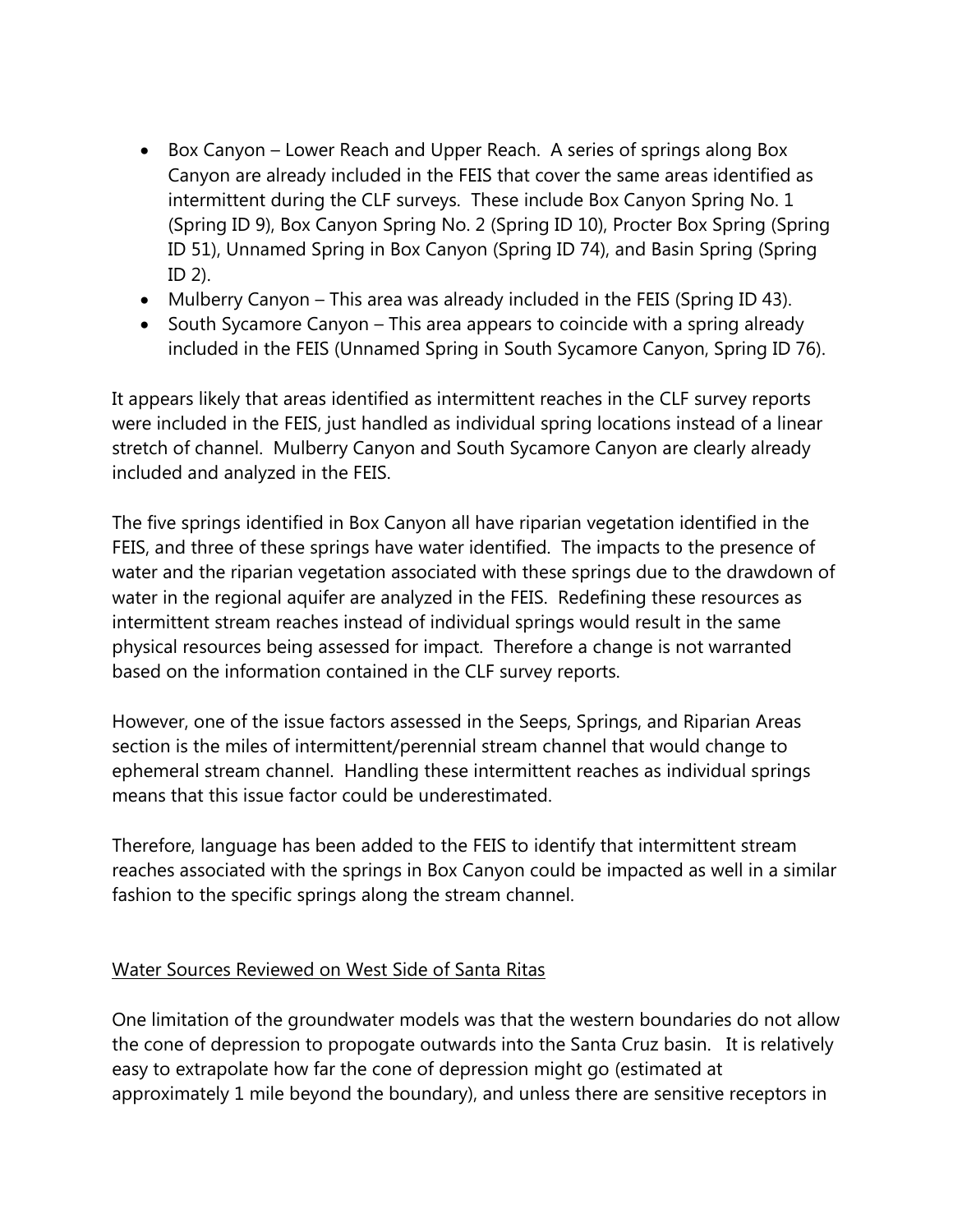- Box Canyon – Lower Reach and Upper Reach. A series of springs along Box Canyon are already included in the FEIS that cover the same areas identified as intermittent during the CLF surveys. These include Box Canyon Spring No. 1 (Spring ID 9), Box Canyon Spring No. 2 (Spring ID 10), Procter Box Spring (Spring ID 51), Unnamed Spring in Box Canyon (Spring ID 74), and Basin Spring (Spring ID 2).
- Mulberry Canyon – This area was already included in the FEIS (Spring ID 43).
- South Sycamore Canyon – This area appears to coincide with a spring already included in the FEIS (Unnamed Spring in South Sycamore Canyon, Spring ID 76).

It appears likely that areas identified as intermittent reaches in the CLF survey reports were included in the FEIS, just handled as individual spring locations instead of a linear stretch of channel. Mulberry Canyon and South Sycamore Canyon are clearly already included and analyzed in the FEIS.

The five springs identified in Box Canyon all have riparian vegetation identified in the FEIS, and three of these springs have water identified. The impacts to the presence of water and the riparian vegetation associated with these springs due to the drawdown of water in the regional aquifer are analyzed in the FEIS. Redefining these resources as intermittent stream reaches instead of individual springs would result in the same physical resources being assessed for impact. Therefore a change is not warranted based on the information contained in the CLF survey reports.

However, one of the issue factors assessed in the Seeps, Springs, and Riparian Areas section is the miles of intermittent/perennial stream channel that would change to ephemeral stream channel. Handling these intermittent reaches as individual springs means that this issue factor could be underestimated.

Therefore, language has been added to the FEIS to identify that intermittent stream reaches associated with the springs in Box Canyon could be impacted as well in a similar fashion to the specific springs along the stream channel.

## Water Sources Reviewed on West Side of Santa Ritas

One limitation of the groundwater models was that the western boundaries do not allow the cone of depression to propogate outwards into the Santa Cruz basin. It is relatively easy to extrapolate how far the cone of depression might go (estimated at approximately 1 mile beyond the boundary), and unless there are sensitive receptors in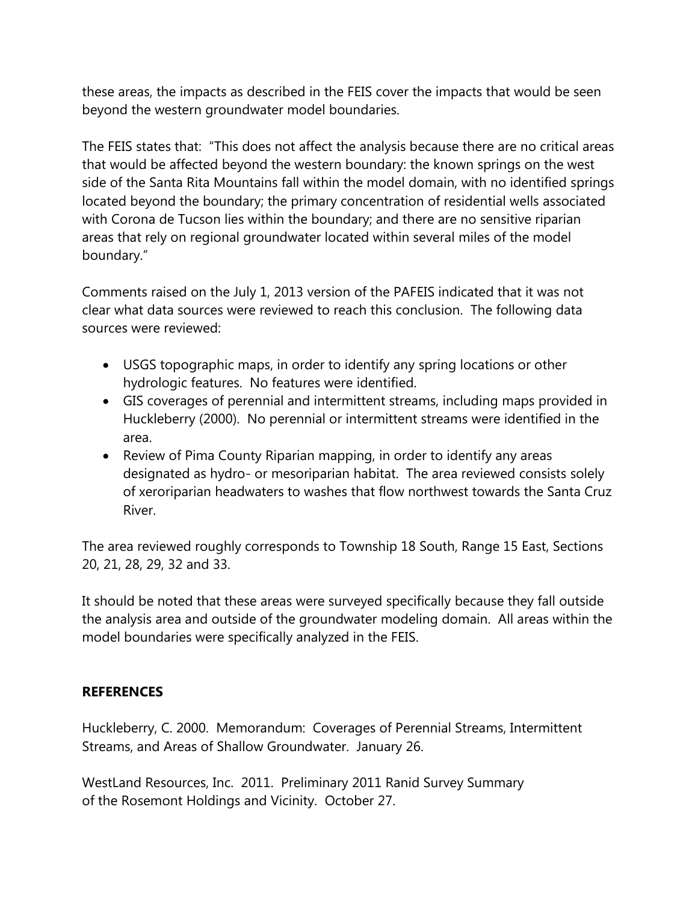these areas, the impacts as described in the FEIS cover the impacts that would be seen beyond the western groundwater model boundaries.

The FEIS states that: "This does not affect the analysis because there are no critical areas that would be affected beyond the western boundary: the known springs on the west side of the Santa Rita Mountains fall within the model domain, with no identified springs located beyond the boundary; the primary concentration of residential wells associated with Corona de Tucson lies within the boundary; and there are no sensitive riparian areas that rely on regional groundwater located within several miles of the model boundary."

Comments raised on the July 1, 2013 version of the PAFEIS indicated that it was not clear what data sources were reviewed to reach this conclusion. The following data sources were reviewed:

- USGS topographic maps, in order to identify any spring locations or other hydrologic features. No features were identified.
- GIS coverages of perennial and intermittent streams, including maps provided in Huckleberry (2000). No perennial or intermittent streams were identified in the area.
- Review of Pima County Riparian mapping, in order to identify any areas designated as hydro- or mesoriparian habitat. The area reviewed consists solely of xeroriparian headwaters to washes that flow northwest towards the Santa Cruz River.

The area reviewed roughly corresponds to Township 18 South, Range 15 East, Sections 20, 21, 28, 29, 32 and 33.

It should be noted that these areas were surveyed specifically because they fall outside the analysis area and outside of the groundwater modeling domain. All areas within the model boundaries were specifically analyzed in the FEIS.

## REFERENCES

Huckleberry, C. 2000. Memorandum: Coverages of Perennial Streams, Intermittent Streams, and Areas of Shallow Groundwater. January 26.

WestLand Resources, Inc. 2011. Preliminary 2011 Ranid Survey Summary of the Rosemont Holdings and Vicinity. October 27.